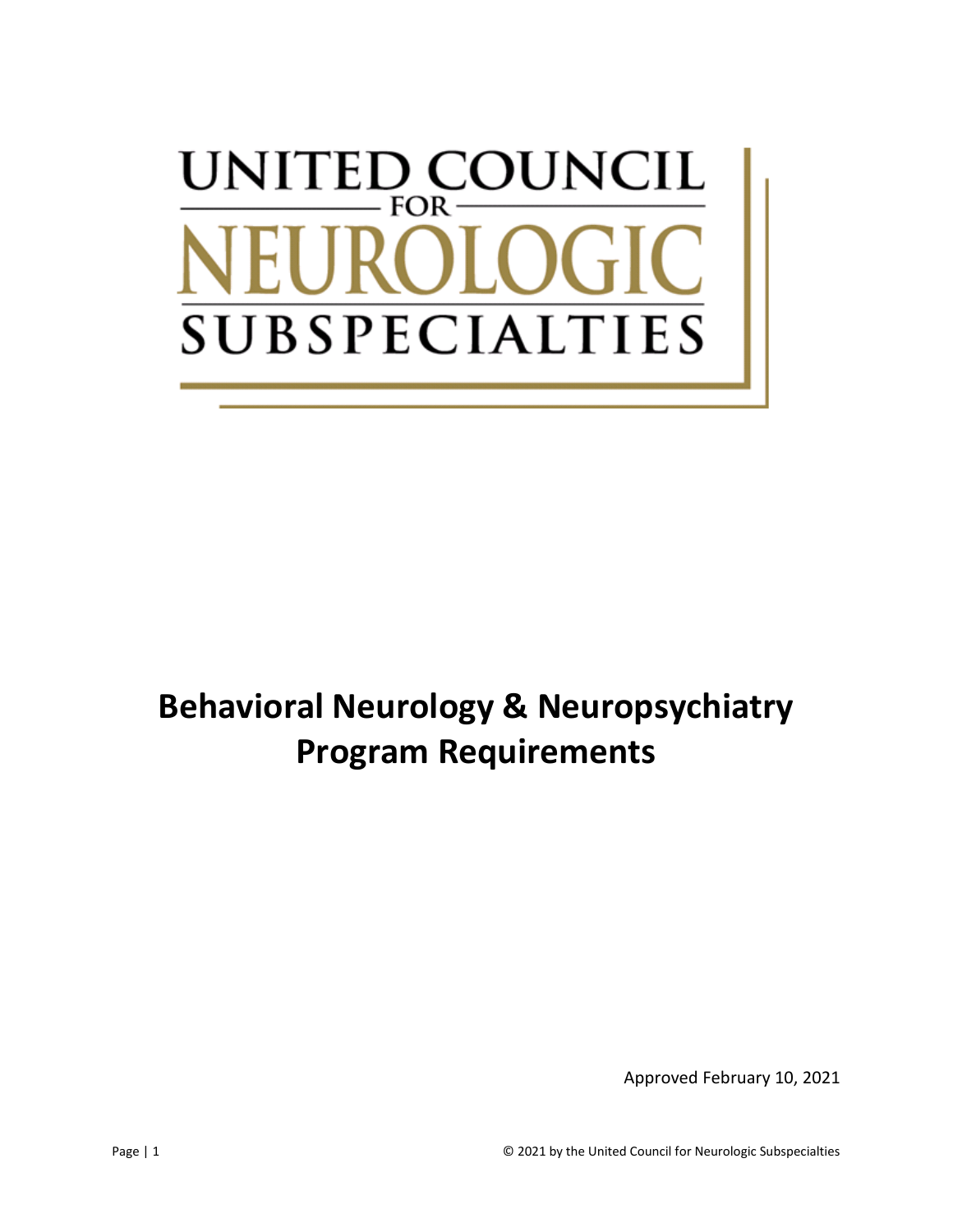UNITED COUNCIL FOR NEUROLOGIC SUBSPECIALTIES

# Behavioral Neurology & Neuropsychiatry Program Requirements

Approved February 10, 2021

© 2021 by the United Council for Neurologic Subspecialties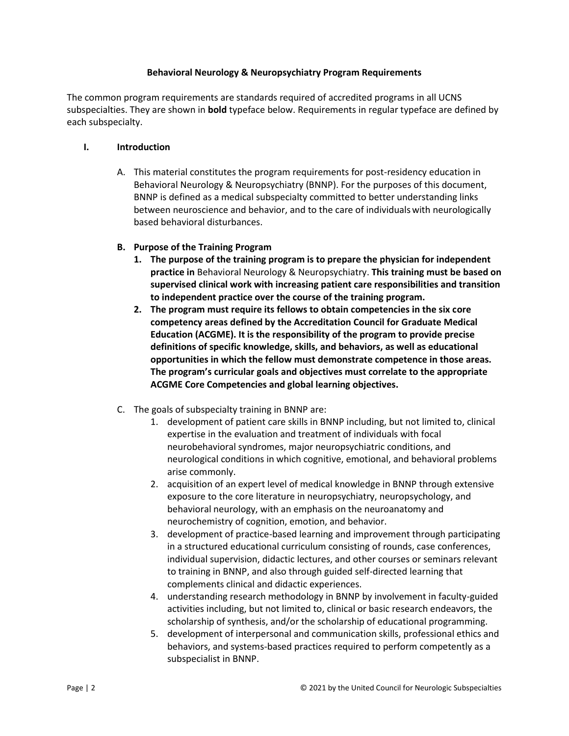**Behavioral Neurology & Neuropsychiatry Program Requirements**

The common program requirements are standards required of accredited programs in all UCNS subspecialties. They are shown in **bold** typeface below. Requirements in regular typeface are defined by each subspecialty.

## I. Introduction

A. This material constitutes the program requirements for post-residency education in Behavioral Neurology & Neuropsychiatry (BNNP). For the purposes of this document, BNNP is defined as a medical subspecialty committed to better understanding links between neuroscience and behavior, and to the care of individuals with neurologically based behavioral disturbances.

**B. Purpose of the Training Program**

1. **The purpose of the training program is to prepare the physician for independent practice in** Behavioral Neurology & Neuropsychiatry. **This training must be based on supervised clinical work with increasing patient care responsibilities and transition to independent practice over the course of the training program.**
2. **The program must require its fellows to obtain competencies in the six core competency areas defined by the Accreditation Council for Graduate Medical Education (ACGME). It is the responsibility of the program to provide precise definitions of specific knowledge, skills, and behaviors, as well as educational opportunities in which the fellow must demonstrate competence in those areas. The program's curricular goals and objectives must correlate to the appropriate ACGME Core Competencies and global learning objectives.**

C. The goals of subspecialty training in BNNP are:

1. development of patient care skills in BNNP including, but not limited to, clinical expertise in the evaluation and treatment of individuals with focal neurobehavioral syndromes, major neuropsychiatric conditions, and neurological conditions in which cognitive, emotional, and behavioral problems arise commonly.
2. acquisition of an expert level of medical knowledge in BNNP through extensive exposure to the core literature in neuropsychiatry, neuropsychology, and behavioral neurology, with an emphasis on the neuroanatomy and neurochemistry of cognition, emotion, and behavior.
3. development of practice-based learning and improvement through participating in a structured educational curriculum consisting of rounds, case conferences, individual supervision, didactic lectures, and other courses or seminars relevant to training in BNNP, and also through guided self-directed learning that complements clinical and didactic experiences.
4. understanding research methodology in BNNP by involvement in faculty-guided activities including, but not limited to, clinical or basic research endeavors, the scholarship of synthesis, and/or the scholarship of educational programming.
5. development of interpersonal and communication skills, professional ethics and behaviors, and systems-based practices required to perform competently as a subspecialist in BNNP.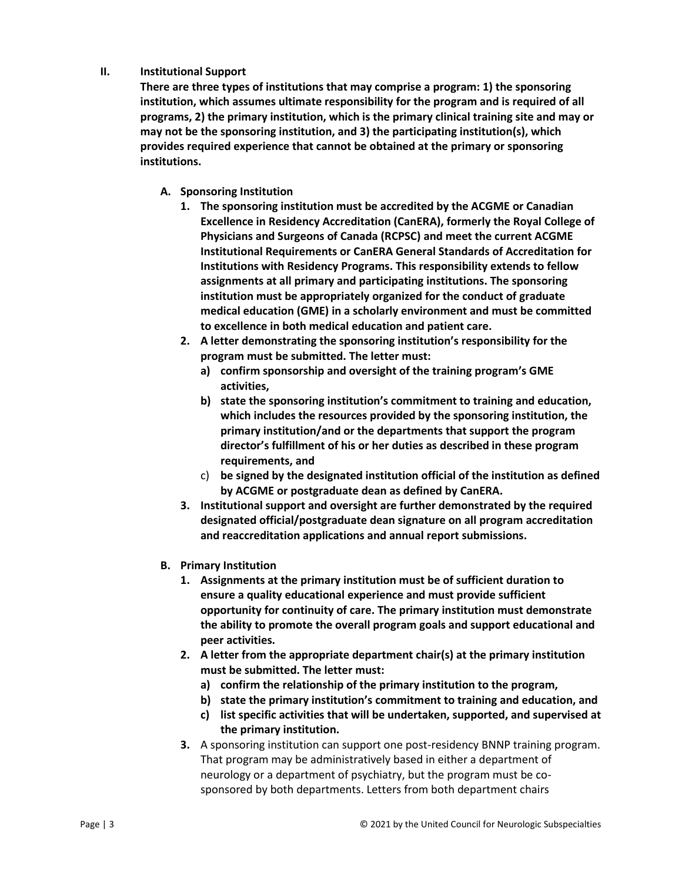## II. Institutional Support

**There are three types of institutions that may comprise a program: 1) the sponsoring institution, which assumes ultimate responsibility for the program and is required of all programs, 2) the primary institution, which is the primary clinical training site and may or may not be the sponsoring institution, and 3) the participating institution(s), which provides required experience that cannot be obtained at the primary or sponsoring institutions.**

### A. Sponsoring Institution

1. **The sponsoring institution must be accredited by the ACGME or Canadian Excellence in Residency Accreditation (CanERA), formerly the Royal College of Physicians and Surgeons of Canada (RCPSC) and meet the current ACGME Institutional Requirements or CanERA General Standards of Accreditation for Institutions with Residency Programs. This responsibility extends to fellow assignments at all primary and participating institutions. The sponsoring institution must be appropriately organized for the conduct of graduate medical education (GME) in a scholarly environment and must be committed to excellence in both medical education and patient care.**
2. **A letter demonstrating the sponsoring institution's responsibility for the program must be submitted. The letter must:**
   a) **confirm sponsorship and oversight of the training program's GME activities,**
   b) **state the sponsoring institution's commitment to training and education, which includes the resources provided by the sponsoring institution, the primary institution/and or the departments that support the program director's fulfillment of his or her duties as described in these program requirements, and**
   c) **be signed by the designated institution official of the institution as defined by ACGME or postgraduate dean as defined by CanERA.**
3. **Institutional support and oversight are further demonstrated by the required designated official/postgraduate dean signature on all program accreditation and reaccreditation applications and annual report submissions.**

### B. Primary Institution

1. **Assignments at the primary institution must be of sufficient duration to ensure a quality educational experience and must provide sufficient opportunity for continuity of care. The primary institution must demonstrate the ability to promote the overall program goals and support educational and peer activities.**
2. **A letter from the appropriate department chair(s) at the primary institution must be submitted. The letter must:**
   a) **confirm the relationship of the primary institution to the program,**
   b) **state the primary institution's commitment to training and education, and**
   c) **list specific activities that will be undertaken, supported, and supervised at the primary institution.**
3. A sponsoring institution can support one post-residency BNNP training program. That program may be administratively based in either a department of neurology or a department of psychiatry, but the program must be co-sponsored by both departments. Letters from both department chairs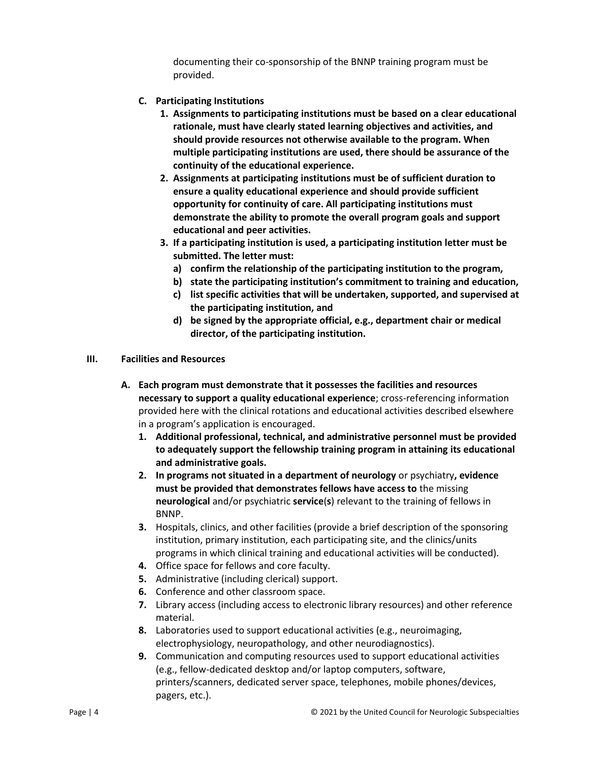documenting their co-sponsorship of the BNNP training program must be provided.

**C. Participating Institutions**

1. **Assignments to participating institutions must be based on a clear educational rationale, must have clearly stated learning objectives and activities, and should provide resources not otherwise available to the program. When multiple participating institutions are used, there should be assurance of the continuity of the educational experience.**
2. **Assignments at participating institutions must be of sufficient duration to ensure a quality educational experience and should provide sufficient opportunity for continuity of care. All participating institutions must demonstrate the ability to promote the overall program goals and support educational and peer activities.**
3. **If a participating institution is used, a participating institution letter must be submitted. The letter must:**
   a) **confirm the relationship of the participating institution to the program,**
   b) **state the participating institution's commitment to training and education,**
   c) **list specific activities that will be undertaken, supported, and supervised at the participating institution, and**
   d) **be signed by the appropriate official, e.g., department chair or medical director, of the participating institution.**

## III. Facilities and Resources

**A. Each program must demonstrate that it possesses the facilities and resources necessary to support a quality educational experience**; cross-referencing information provided here with the clinical rotations and educational activities described elsewhere in a program's application is encouraged.

1. **Additional professional, technical, and administrative personnel must be provided to adequately support the fellowship training program in attaining its educational and administrative goals.**
2. **In programs not situated in a department of neurology** or psychiatry**, evidence must be provided that demonstrates fellows have access to** the missing **neurological** and/or psychiatric **service**(**s**) relevant to the training of fellows in BNNP.
3. Hospitals, clinics, and other facilities (provide a brief description of the sponsoring institution, primary institution, each participating site, and the clinics/units programs in which clinical training and educational activities will be conducted).
4. Office space for fellows and core faculty.
5. Administrative (including clerical) support.
6. Conference and other classroom space.
7. Library access (including access to electronic library resources) and other reference material.
8. Laboratories used to support educational activities (e.g., neuroimaging, electrophysiology, neuropathology, and other neurodiagnostics).
9. Communication and computing resources used to support educational activities (e.g., fellow-dedicated desktop and/or laptop computers, software, printers/scanners, dedicated server space, telephones, mobile phones/devices, pagers, etc.).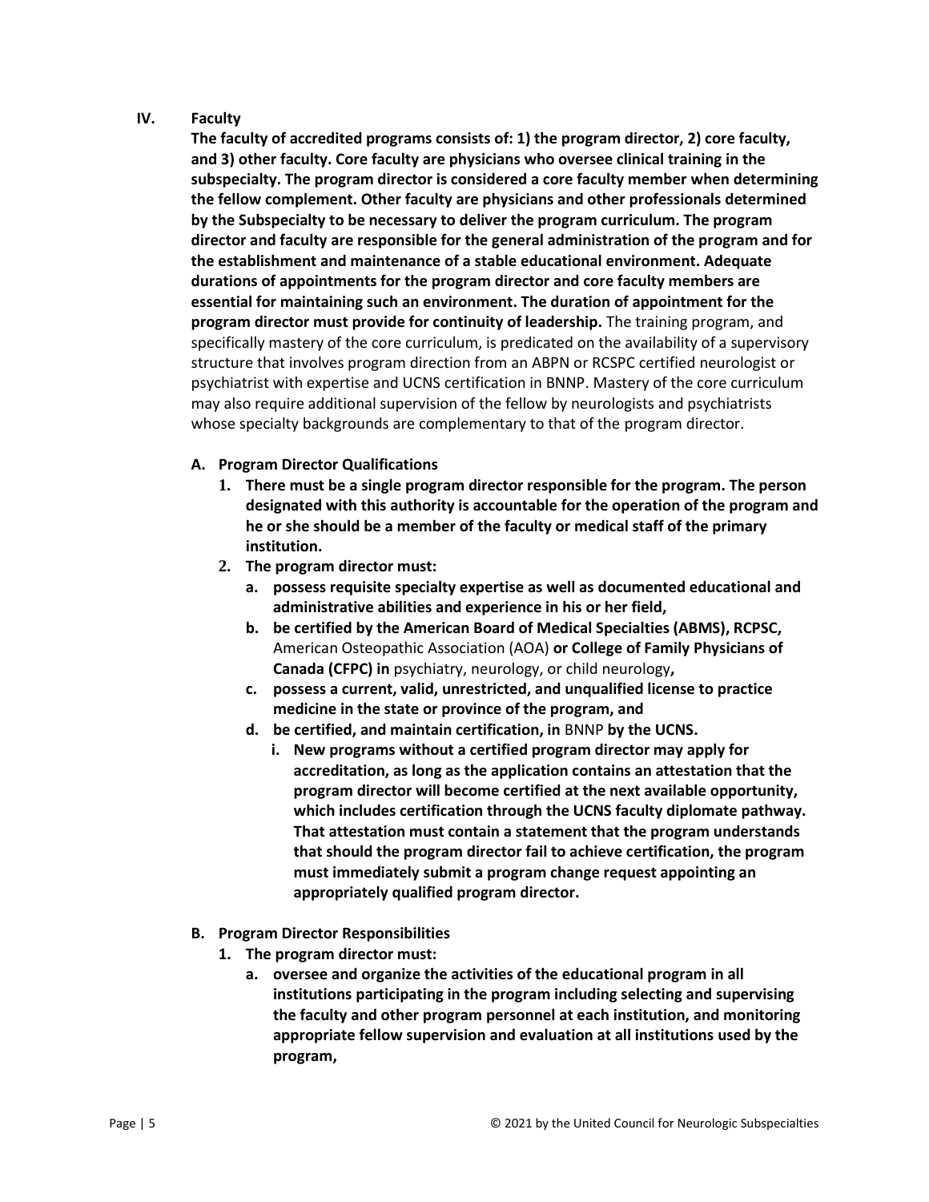## IV. Faculty

**The faculty of accredited programs consists of: 1) the program director, 2) core faculty, and 3) other faculty. Core faculty are physicians who oversee clinical training in the subspecialty. The program director is considered a core faculty member when determining the fellow complement. Other faculty are physicians and other professionals determined by the Subspecialty to be necessary to deliver the program curriculum. The program director and faculty are responsible for the general administration of the program and for the establishment and maintenance of a stable educational environment. Adequate durations of appointments for the program director and core faculty members are essential for maintaining such an environment. The duration of appointment for the program director must provide for continuity of leadership.** The training program, and specifically mastery of the core curriculum, is predicated on the availability of a supervisory structure that involves program direction from an ABPN or RCSPC certified neurologist or psychiatrist with expertise and UCNS certification in BNNP. Mastery of the core curriculum may also require additional supervision of the fellow by neurologists and psychiatrists whose specialty backgrounds are complementary to that of the program director.

### A. Program Director Qualifications

1. **There must be a single program director responsible for the program. The person designated with this authority is accountable for the operation of the program and he or she should be a member of the faculty or medical staff of the primary institution.**
2. **The program director must:**
   a. **possess requisite specialty expertise as well as documented educational and administrative abilities and experience in his or her field,**
   b. **be certified by the American Board of Medical Specialties (ABMS), RCPSC,** American Osteopathic Association (AOA) **or College of Family Physicians of Canada (CFPC) in** psychiatry, neurology, or child neurology**,**
   c. **possess a current, valid, unrestricted, and unqualified license to practice medicine in the state or province of the program, and**
   d. **be certified, and maintain certification, in** BNNP **by the UCNS.**
      i. **New programs without a certified program director may apply for accreditation, as long as the application contains an attestation that the program director will become certified at the next available opportunity, which includes certification through the UCNS faculty diplomate pathway. That attestation must contain a statement that the program understands that should the program director fail to achieve certification, the program must immediately submit a program change request appointing an appropriately qualified program director.**

### B. Program Director Responsibilities

1. **The program director must:**
   a. **oversee and organize the activities of the educational program in all institutions participating in the program including selecting and supervising the faculty and other program personnel at each institution, and monitoring appropriate fellow supervision and evaluation at all institutions used by the program,**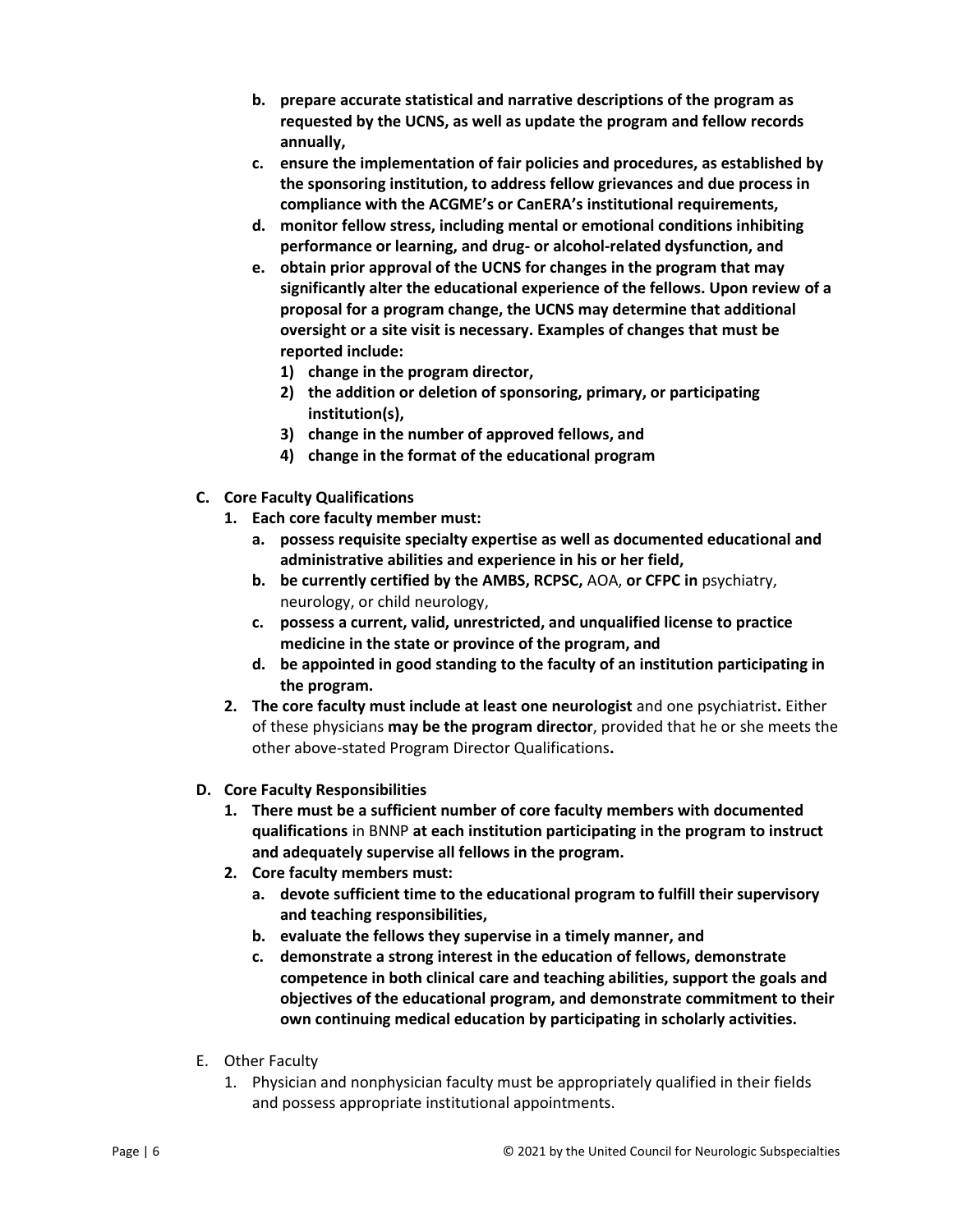- **b. prepare accurate statistical and narrative descriptions of the program as requested by the UCNS, as well as update the program and fellow records annually,**
   - **c. ensure the implementation of fair policies and procedures, as established by the sponsoring institution, to address fellow grievances and due process in compliance with the ACGME's or CanERA's institutional requirements,**
   - **d. monitor fellow stress, including mental or emotional conditions inhibiting performance or learning, and drug- or alcohol-related dysfunction, and**
   - **e. obtain prior approval of the UCNS for changes in the program that may significantly alter the educational experience of the fellows. Upon review of a proposal for a program change, the UCNS may determine that additional oversight or a site visit is necessary. Examples of changes that must be reported include:**
     - **1) change in the program director,**
     - **2) the addition or deletion of sponsoring, primary, or participating institution(s),**
     - **3) change in the number of approved fellows, and**
     - **4) change in the format of the educational program**

**C. Core Faculty Qualifications**

1. **Each core faculty member must:**
   - **a. possess requisite specialty expertise as well as documented educational and administrative abilities and experience in his or her field,**
   - **b. be currently certified by the AMBS, RCPSC,** AOA, **or CFPC in** psychiatry, neurology, or child neurology,
   - **c. possess a current, valid, unrestricted, and unqualified license to practice medicine in the state or province of the program, and**
   - **d. be appointed in good standing to the faculty of an institution participating in the program.**
2. **The core faculty must include at least one neurologist** and one psychiatrist**.** Either of these physicians **may be the program director**, provided that he or she meets the other above-stated Program Director Qualifications**.**

**D. Core Faculty Responsibilities**

1. **There must be a sufficient number of core faculty members with documented qualifications** in BNNP **at each institution participating in the program to instruct and adequately supervise all fellows in the program.**
2. **Core faculty members must:**
   - **a. devote sufficient time to the educational program to fulfill their supervisory and teaching responsibilities,**
   - **b. evaluate the fellows they supervise in a timely manner, and**
   - **c. demonstrate a strong interest in the education of fellows, demonstrate competence in both clinical care and teaching abilities, support the goals and objectives of the educational program, and demonstrate commitment to their own continuing medical education by participating in scholarly activities.**

E. Other Faculty

1. Physician and nonphysician faculty must be appropriately qualified in their fields and possess appropriate institutional appointments.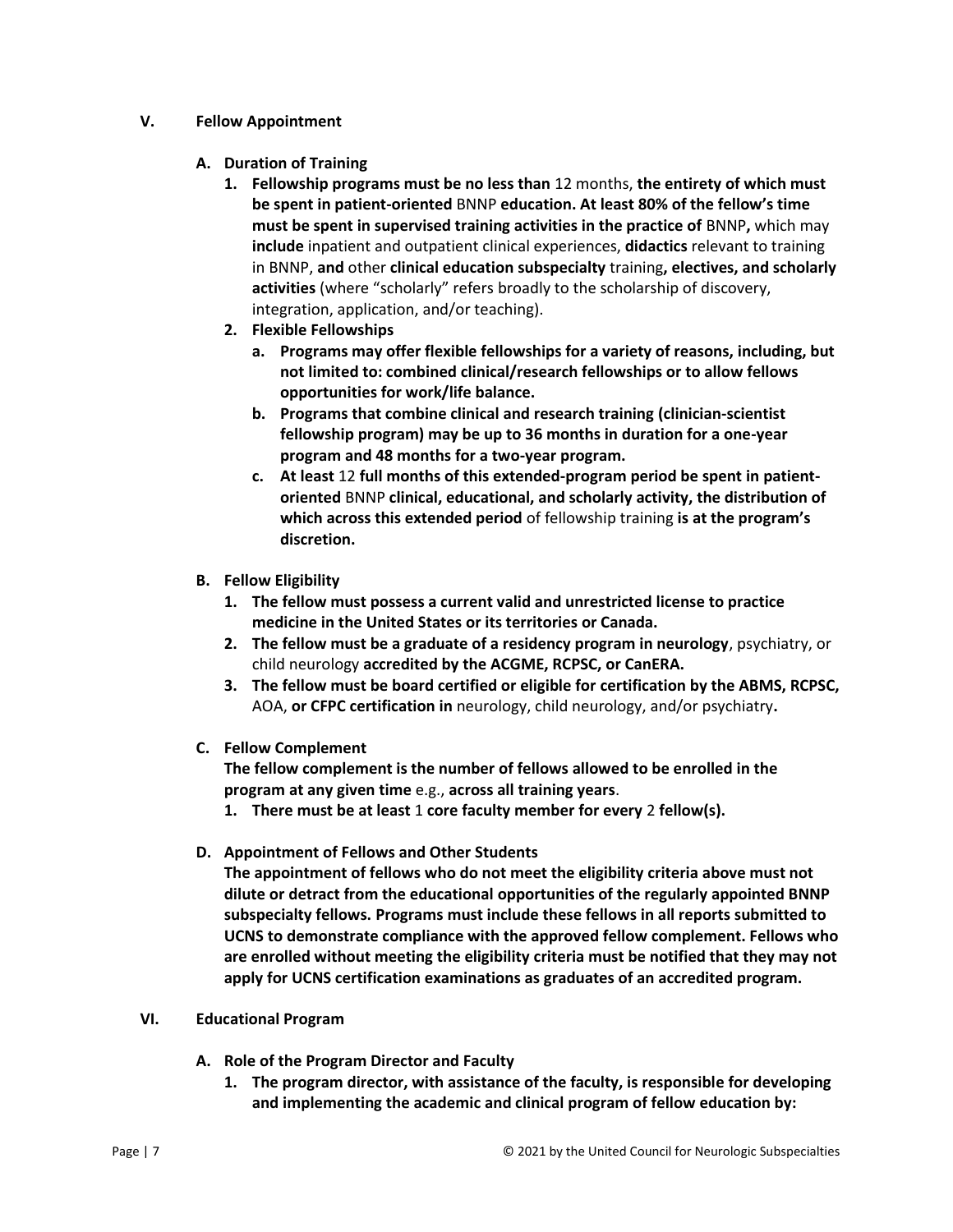## V. Fellow Appointment

### A. Duration of Training

1. **Fellowship programs must be no less than** 12 months, **the entirety of which must be spent in patient-oriented** BNNP **education. At least 80% of the fellow's time must be spent in supervised training activities in the practice of** BNNP**,** which may **include** inpatient and outpatient clinical experiences, **didactics** relevant to training in BNNP, **and** other **clinical education subspecialty** training**, electives, and scholarly activities** (where "scholarly" refers broadly to the scholarship of discovery, integration, application, and/or teaching).
2. **Flexible Fellowships**
   a. **Programs may offer flexible fellowships for a variety of reasons, including, but not limited to: combined clinical/research fellowships or to allow fellows opportunities for work/life balance.**
   b. **Programs that combine clinical and research training (clinician-scientist fellowship program) may be up to 36 months in duration for a one-year program and 48 months for a two-year program.**
   c. **At least** 12 **full months of this extended-program period be spent in patient-oriented** BNNP **clinical, educational, and scholarly activity, the distribution of which across this extended period** of fellowship training **is at the program's discretion.**

### B. Fellow Eligibility

1. **The fellow must possess a current valid and unrestricted license to practice medicine in the United States or its territories or Canada.**
2. **The fellow must be a graduate of a residency program in neurology**, psychiatry, or child neurology **accredited by the ACGME, RCPSC, or CanERA.**
3. **The fellow must be board certified or eligible for certification by the ABMS, RCPSC,** AOA, **or CFPC certification in** neurology, child neurology, and/or psychiatry**.**

### C. Fellow Complement

**The fellow complement is the number of fellows allowed to be enrolled in the program at any given time** e.g., **across all training years**.

1. **There must be at least** 1 **core faculty member for every** 2 **fellow(s).**

### D. Appointment of Fellows and Other Students

**The appointment of fellows who do not meet the eligibility criteria above must not dilute or detract from the educational opportunities of the regularly appointed BNNP subspecialty fellows. Programs must include these fellows in all reports submitted to UCNS to demonstrate compliance with the approved fellow complement. Fellows who are enrolled without meeting the eligibility criteria must be notified that they may not apply for UCNS certification examinations as graduates of an accredited program.**

## VI. Educational Program

### A. Role of the Program Director and Faculty

1. **The program director, with assistance of the faculty, is responsible for developing and implementing the academic and clinical program of fellow education by:**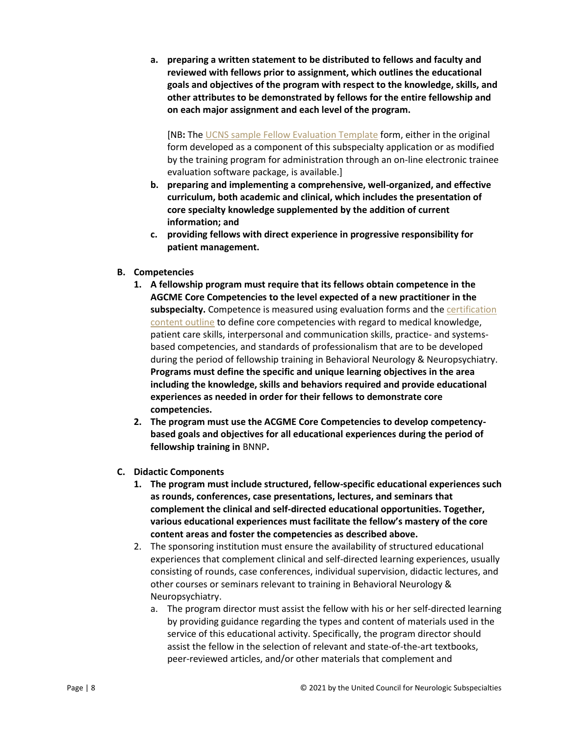a. **preparing a written statement to be distributed to fellows and faculty and reviewed with fellows prior to assignment, which outlines the educational goals and objectives of the program with respect to the knowledge, skills, and other attributes to be demonstrated by fellows for the entire fellowship and on each major assignment and each level of the program.**

   [NB**:** The UCNS sample Fellow Evaluation Template form, either in the original form developed as a component of this subspecialty application or as modified by the training program for administration through an on-line electronic trainee evaluation software package, is available.]

b. **preparing and implementing a comprehensive, well-organized, and effective curriculum, both academic and clinical, which includes the presentation of core specialty knowledge supplemented by the addition of current information; and**

c. **providing fellows with direct experience in progressive responsibility for patient management.**

**B. Competencies**

1. **A fellowship program must require that its fellows obtain competence in the AGCME Core Competencies to the level expected of a new practitioner in the subspecialty.** Competence is measured using evaluation forms and the certification content outline to define core competencies with regard to medical knowledge, patient care skills, interpersonal and communication skills, practice- and systems-based competencies, and standards of professionalism that are to be developed during the period of fellowship training in Behavioral Neurology & Neuropsychiatry. **Programs must define the specific and unique learning objectives in the area including the knowledge, skills and behaviors required and provide educational experiences as needed in order for their fellows to demonstrate core competencies.**
2. **The program must use the ACGME Core Competencies to develop competency-based goals and objectives for all educational experiences during the period of fellowship training in** BNNP**.**

**C. Didactic Components**

1. **The program must include structured, fellow-specific educational experiences such as rounds, conferences, case presentations, lectures, and seminars that complement the clinical and self-directed educational opportunities. Together, various educational experiences must facilitate the fellow's mastery of the core content areas and foster the competencies as described above.**
2. The sponsoring institution must ensure the availability of structured educational experiences that complement clinical and self-directed learning experiences, usually consisting of rounds, case conferences, individual supervision, didactic lectures, and other courses or seminars relevant to training in Behavioral Neurology & Neuropsychiatry.
   a. The program director must assist the fellow with his or her self-directed learning by providing guidance regarding the types and content of materials used in the service of this educational activity. Specifically, the program director should assist the fellow in the selection of relevant and state-of-the-art textbooks, peer-reviewed articles, and/or other materials that complement and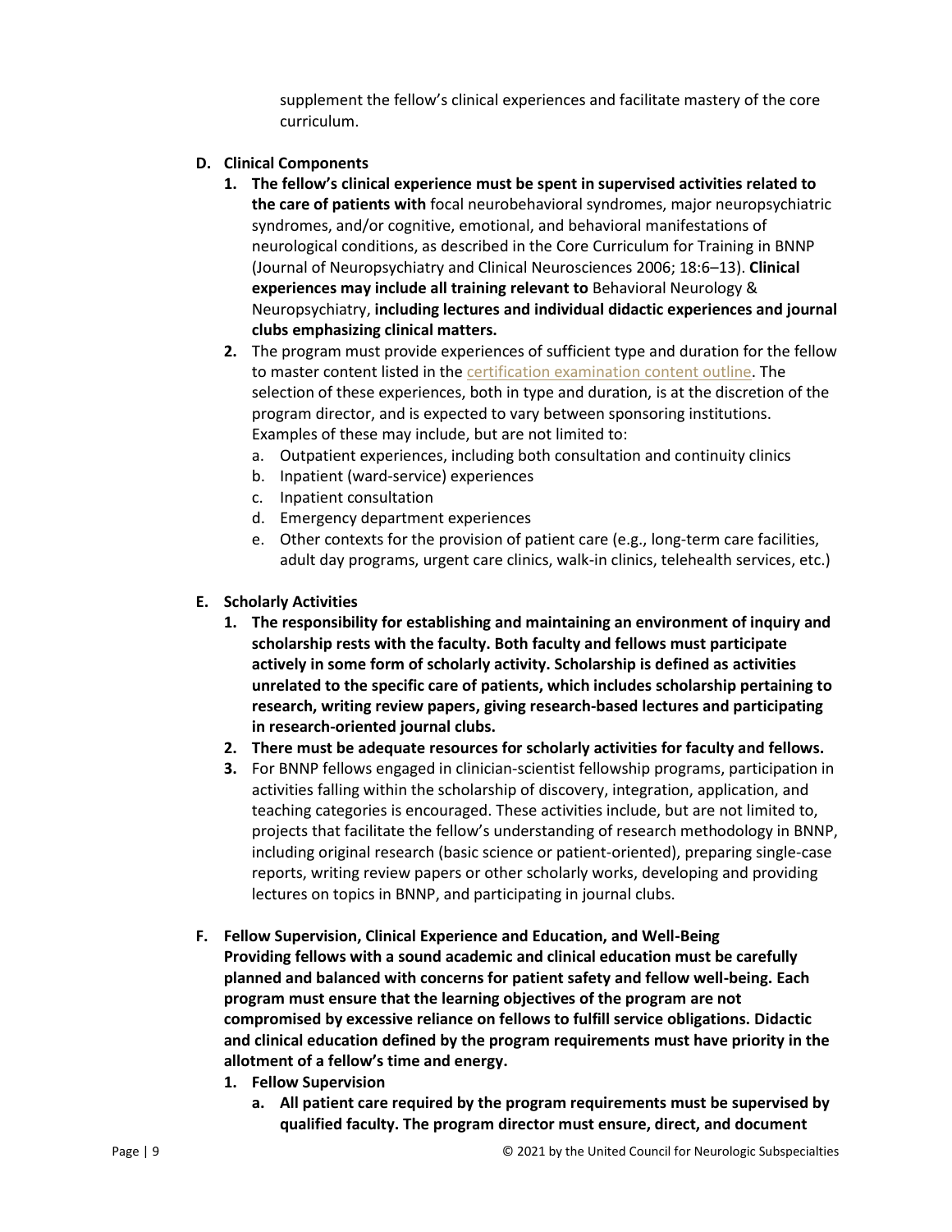supplement the fellow's clinical experiences and facilitate mastery of the core curriculum.

**D. Clinical Components**

1. **The fellow's clinical experience must be spent in supervised activities related to the care of patients with** focal neurobehavioral syndromes, major neuropsychiatric syndromes, and/or cognitive, emotional, and behavioral manifestations of neurological conditions, as described in the Core Curriculum for Training in BNNP (Journal of Neuropsychiatry and Clinical Neurosciences 2006; 18:6–13). **Clinical experiences may include all training relevant to** Behavioral Neurology & Neuropsychiatry, **including lectures and individual didactic experiences and journal clubs emphasizing clinical matters.**
2. The program must provide experiences of sufficient type and duration for the fellow to master content listed in the certification examination content outline. The selection of these experiences, both in type and duration, is at the discretion of the program director, and is expected to vary between sponsoring institutions. Examples of these may include, but are not limited to:
   a. Outpatient experiences, including both consultation and continuity clinics
   b. Inpatient (ward-service) experiences
   c. Inpatient consultation
   d. Emergency department experiences
   e. Other contexts for the provision of patient care (e.g., long-term care facilities, adult day programs, urgent care clinics, walk-in clinics, telehealth services, etc.)

**E. Scholarly Activities**

1. **The responsibility for establishing and maintaining an environment of inquiry and scholarship rests with the faculty. Both faculty and fellows must participate actively in some form of scholarly activity. Scholarship is defined as activities unrelated to the specific care of patients, which includes scholarship pertaining to research, writing review papers, giving research-based lectures and participating in research-oriented journal clubs.**
2. **There must be adequate resources for scholarly activities for faculty and fellows.**
3. For BNNP fellows engaged in clinician-scientist fellowship programs, participation in activities falling within the scholarship of discovery, integration, application, and teaching categories is encouraged. These activities include, but are not limited to, projects that facilitate the fellow's understanding of research methodology in BNNP, including original research (basic science or patient-oriented), preparing single-case reports, writing review papers or other scholarly works, developing and providing lectures on topics in BNNP, and participating in journal clubs.

**F. Fellow Supervision, Clinical Experience and Education, and Well-Being**
**Providing fellows with a sound academic and clinical education must be carefully planned and balanced with concerns for patient safety and fellow well-being. Each program must ensure that the learning objectives of the program are not compromised by excessive reliance on fellows to fulfill service obligations. Didactic and clinical education defined by the program requirements must have priority in the allotment of a fellow's time and energy.**

1. **Fellow Supervision**
   a. **All patient care required by the program requirements must be supervised by qualified faculty. The program director must ensure, direct, and document**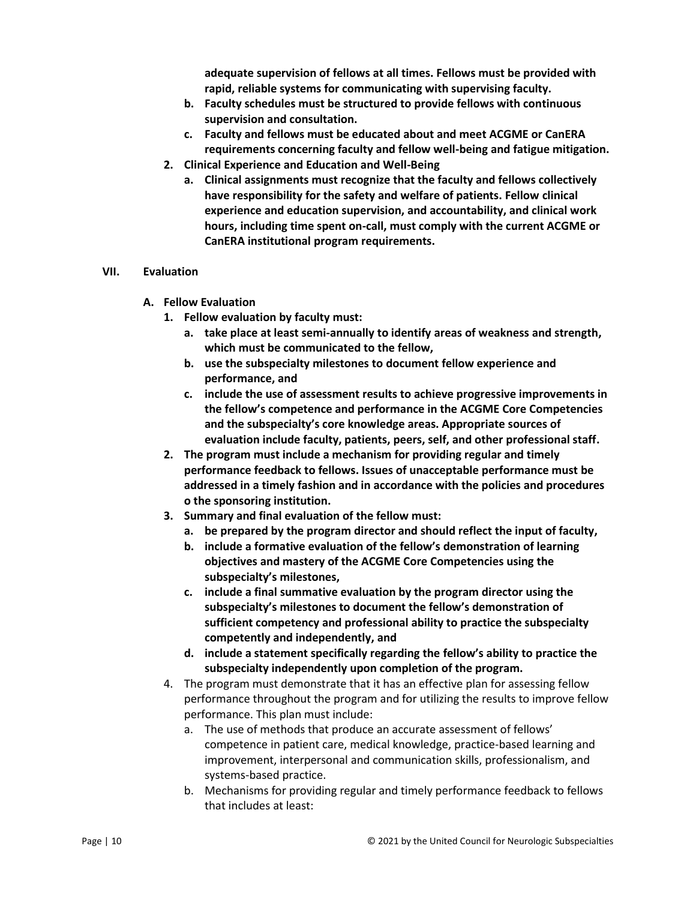**adequate supervision of fellows at all times. Fellows must be provided with rapid, reliable systems for communicating with supervising faculty.**

   b. **Faculty schedules must be structured to provide fellows with continuous supervision and consultation.**
   c. **Faculty and fellows must be educated about and meet ACGME or CanERA requirements concerning faculty and fellow well-being and fatigue mitigation.**

2. **Clinical Experience and Education and Well-Being**
   a. **Clinical assignments must recognize that the faculty and fellows collectively have responsibility for the safety and welfare of patients. Fellow clinical experience and education supervision, and accountability, and clinical work hours, including time spent on-call, must comply with the current ACGME or CanERA institutional program requirements.**

## VII. Evaluation

### A. Fellow Evaluation

1. **Fellow evaluation by faculty must:**
   a. **take place at least semi-annually to identify areas of weakness and strength, which must be communicated to the fellow,**
   b. **use the subspecialty milestones to document fellow experience and performance, and**
   c. **include the use of assessment results to achieve progressive improvements in the fellow's competence and performance in the ACGME Core Competencies and the subspecialty's core knowledge areas. Appropriate sources of evaluation include faculty, patients, peers, self, and other professional staff.**
2. **The program must include a mechanism for providing regular and timely performance feedback to fellows. Issues of unacceptable performance must be addressed in a timely fashion and in accordance with the policies and procedures o the sponsoring institution.**
3. **Summary and final evaluation of the fellow must:**
   a. **be prepared by the program director and should reflect the input of faculty,**
   b. **include a formative evaluation of the fellow's demonstration of learning objectives and mastery of the ACGME Core Competencies using the subspecialty's milestones,**
   c. **include a final summative evaluation by the program director using the subspecialty's milestones to document the fellow's demonstration of sufficient competency and professional ability to practice the subspecialty competently and independently, and**
   d. **include a statement specifically regarding the fellow's ability to practice the subspecialty independently upon completion of the program.**
4. The program must demonstrate that it has an effective plan for assessing fellow performance throughout the program and for utilizing the results to improve fellow performance. This plan must include:
   a. The use of methods that produce an accurate assessment of fellows' competence in patient care, medical knowledge, practice-based learning and improvement, interpersonal and communication skills, professionalism, and systems-based practice.
   b. Mechanisms for providing regular and timely performance feedback to fellows that includes at least: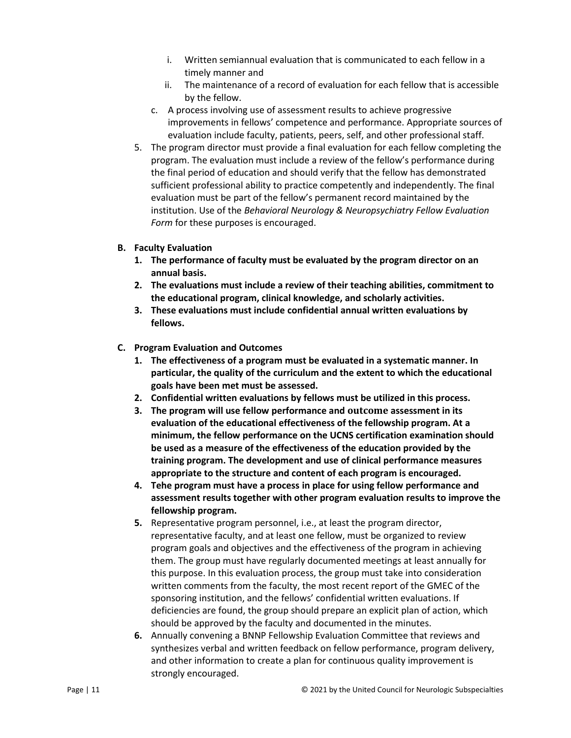i. Written semiannual evaluation that is communicated to each fellow in a timely manner and
   ii. The maintenance of a record of evaluation for each fellow that is accessible by the fellow.

   c. A process involving use of assessment results to achieve progressive improvements in fellows' competence and performance. Appropriate sources of evaluation include faculty, patients, peers, self, and other professional staff.

5. The program director must provide a final evaluation for each fellow completing the program. The evaluation must include a review of the fellow's performance during the final period of education and should verify that the fellow has demonstrated sufficient professional ability to practice competently and independently. The final evaluation must be part of the fellow's permanent record maintained by the institution. Use of the *Behavioral Neurology & Neuropsychiatry Fellow Evaluation Form* for these purposes is encouraged.

**B. Faculty Evaluation**

1. **The performance of faculty must be evaluated by the program director on an annual basis.**
2. **The evaluations must include a review of their teaching abilities, commitment to the educational program, clinical knowledge, and scholarly activities.**
3. **These evaluations must include confidential annual written evaluations by fellows.**

**C. Program Evaluation and Outcomes**

1. **The effectiveness of a program must be evaluated in a systematic manner. In particular, the quality of the curriculum and the extent to which the educational goals have been met must be assessed.**
2. **Confidential written evaluations by fellows must be utilized in this process.**
3. **The program will use fellow performance and outcome assessment in its evaluation of the educational effectiveness of the fellowship program. At a minimum, the fellow performance on the UCNS certification examination should be used as a measure of the effectiveness of the education provided by the training program. The development and use of clinical performance measures appropriate to the structure and content of each program is encouraged.**
4. **Tehe program must have a process in place for using fellow performance and assessment results together with other program evaluation results to improve the fellowship program.**
5. Representative program personnel, i.e., at least the program director, representative faculty, and at least one fellow, must be organized to review program goals and objectives and the effectiveness of the program in achieving them. The group must have regularly documented meetings at least annually for this purpose. In this evaluation process, the group must take into consideration written comments from the faculty, the most recent report of the GMEC of the sponsoring institution, and the fellows' confidential written evaluations. If deficiencies are found, the group should prepare an explicit plan of action, which should be approved by the faculty and documented in the minutes.
6. Annually convening a BNNP Fellowship Evaluation Committee that reviews and synthesizes verbal and written feedback on fellow performance, program delivery, and other information to create a plan for continuous quality improvement is strongly encouraged.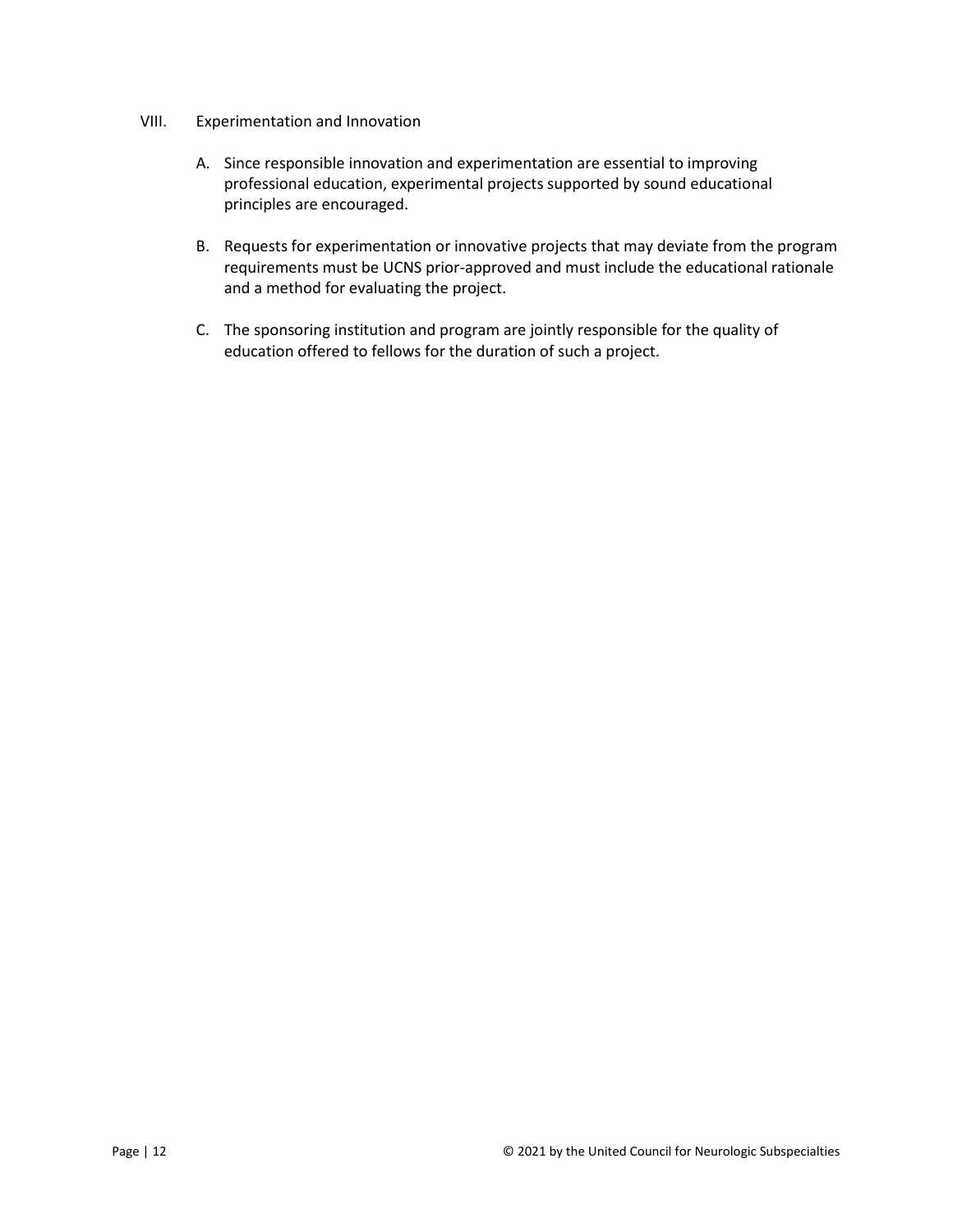## VIII. Experimentation and Innovation

A. Since responsible innovation and experimentation are essential to improving professional education, experimental projects supported by sound educational principles are encouraged.

B. Requests for experimentation or innovative projects that may deviate from the program requirements must be UCNS prior-approved and must include the educational rationale and a method for evaluating the project.

C. The sponsoring institution and program are jointly responsible for the quality of education offered to fellows for the duration of such a project.